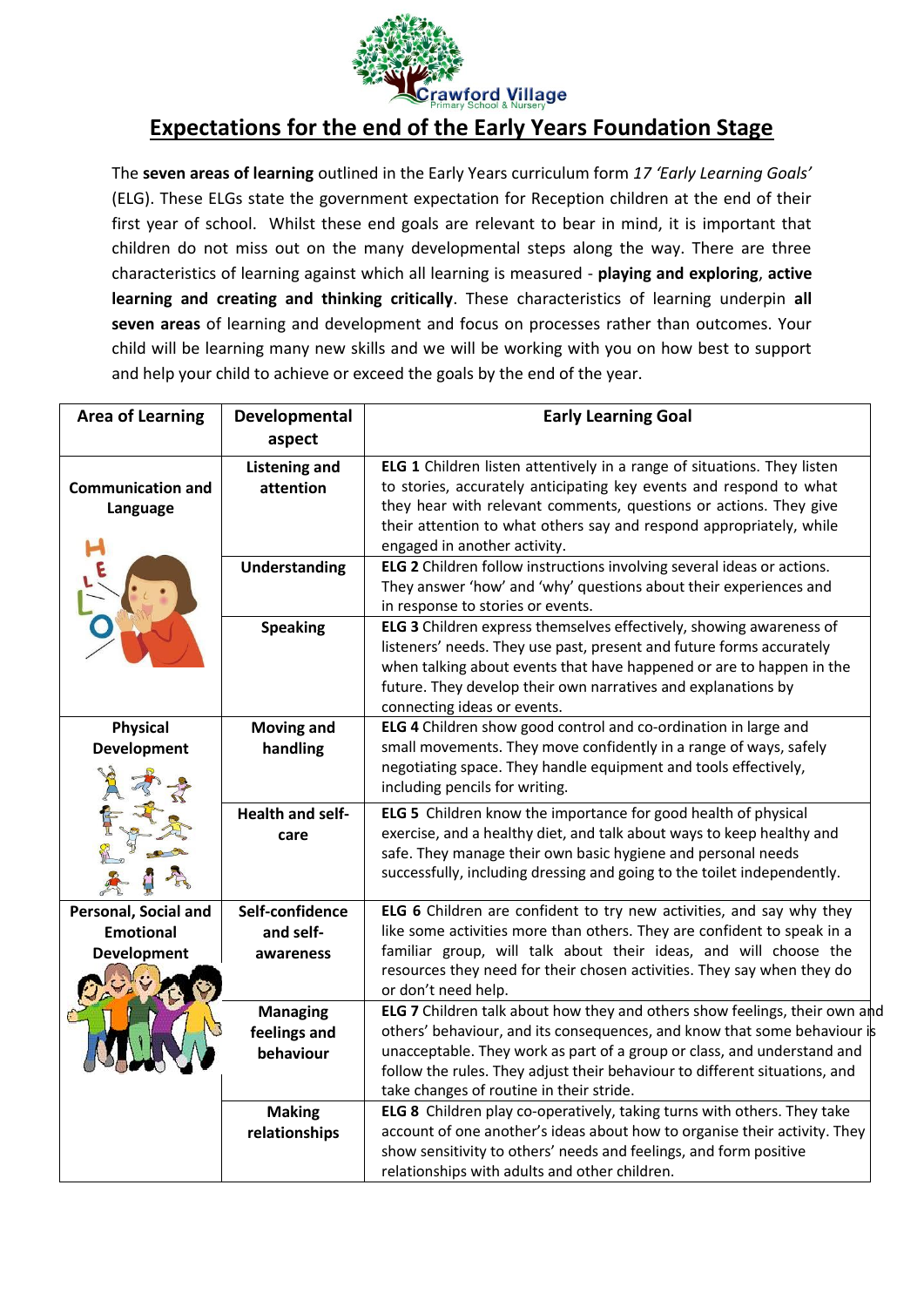# Expectations for the end of the Early Years Foundation Stage

The **seven areas of learning** outlined in the Early Years curriculum form *17 'Early Learning Goals'* (ELG). These ELGs state the government expectation for Reception children at the end of their first year of school. Whilst these end goals are relevant to bear in mind, it is important that children do not miss out on the many developmental steps along the way. There are three characteristics of learning against which all learning is measured - **playing and exploring**, **active learning and creating and thinking critically**. These characteristics of learning underpin **all seven areas** of learning and development and focus on processes rather than outcomes. Your child will be learning many new skills and we will be working with you on how best to support and help your child to achieve or exceed the goals by the end of the year.

| Area of Learning | Developmental aspect | Early Learning Goal |
|---|---|---|
| **Communication and Language** | **Listening and attention** | **ELG 1** Children listen attentively in a range of situations. They listen to stories, accurately anticipating key events and respond to what they hear with relevant comments, questions or actions. They give their attention to what others say and respond appropriately, while engaged in another activity. |
| | **Understanding** | **ELG 2** Children follow instructions involving several ideas or actions. They answer 'how' and 'why' questions about their experiences and in response to stories or events. |
| | **Speaking** | **ELG 3** Children express themselves effectively, showing awareness of listeners' needs. They use past, present and future forms accurately when talking about events that have happened or are to happen in the future. They develop their own narratives and explanations by connecting ideas or events. |
| **Physical Development** | **Moving and handling** | **ELG 4** Children show good control and co-ordination in large and small movements. They move confidently in a range of ways, safely negotiating space. They handle equipment and tools effectively, including pencils for writing. |
| | **Health and self-care** | **ELG 5** Children know the importance for good health of physical exercise, and a healthy diet, and talk about ways to keep healthy and safe. They manage their own basic hygiene and personal needs successfully, including dressing and going to the toilet independently. |
| **Personal, Social and Emotional Development** | **Self-confidence and self-awareness** | **ELG 6** Children are confident to try new activities, and say why they like some activities more than others. They are confident to speak in a familiar group, will talk about their ideas, and will choose the resources they need for their chosen activities. They say when they do or don't need help. |
| | **Managing feelings and behaviour** | **ELG 7** Children talk about how they and others show feelings, their own and others' behaviour, and its consequences, and know that some behaviour is unacceptable. They work as part of a group or class, and understand and follow the rules. They adjust their behaviour to different situations, and take changes of routine in their stride. |
| | **Making relationships** | **ELG 8** Children play co-operatively, taking turns with others. They take account of one another's ideas about how to organise their activity. They show sensitivity to others' needs and feelings, and form positive relationships with adults and other children. |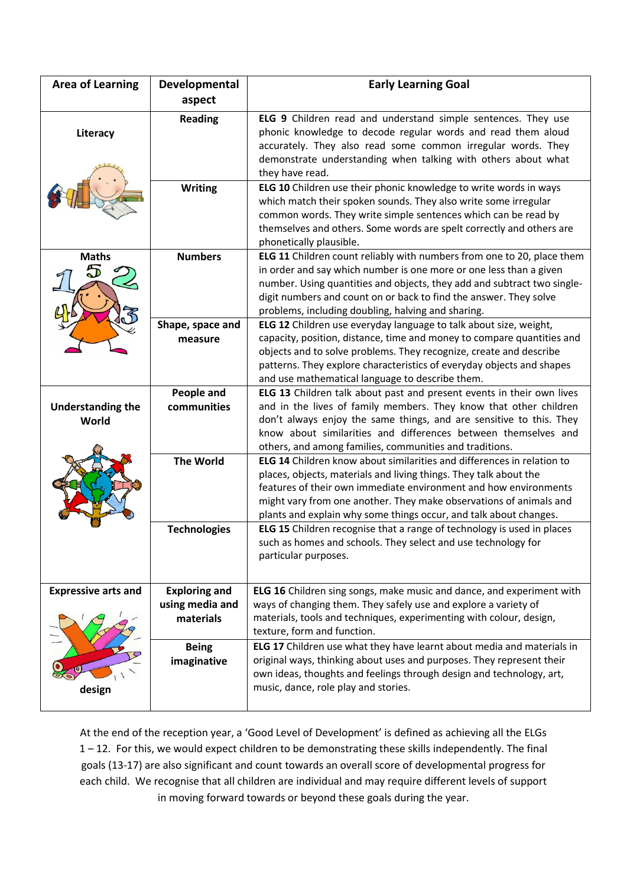| Area of Learning | Developmental aspect | Early Learning Goal |
| --- | --- | --- |
| Literacy | Reading | **ELG 9** Children read and understand simple sentences. They use phonic knowledge to decode regular words and read them aloud accurately. They also read some common irregular words. They demonstrate understanding when talking with others about what they have read. |
| | Writing | **ELG 10** Children use their phonic knowledge to write words in ways which match their spoken sounds. They also write some irregular common words. They write simple sentences which can be read by themselves and others. Some words are spelt correctly and others are phonetically plausible. |
| Maths | Numbers | **ELG 11** Children count reliably with numbers from one to 20, place them in order and say which number is one more or one less than a given number. Using quantities and objects, they add and subtract two single-digit numbers and count on or back to find the answer. They solve problems, including doubling, halving and sharing. |
| | Shape, space and measure | **ELG 12** Children use everyday language to talk about size, weight, capacity, position, distance, time and money to compare quantities and objects and to solve problems. They recognize, create and describe patterns. They explore characteristics of everyday objects and shapes and use mathematical language to describe them. |
| Understanding the World | People and communities | **ELG 13** Children talk about past and present events in their own lives and in the lives of family members. They know that other children don't always enjoy the same things, and are sensitive to this. They know about similarities and differences between themselves and others, and among families, communities and traditions. |
| | The World | **ELG 14** Children know about similarities and differences in relation to places, objects, materials and living things. They talk about the features of their own immediate environment and how environments might vary from one another. They make observations of animals and plants and explain why some things occur, and talk about changes. |
| | Technologies | **ELG 15** Children recognise that a range of technology is used in places such as homes and schools. They select and use technology for particular purposes. |
| Expressive arts and design | Exploring and using media and materials | **ELG 16** Children sing songs, make music and dance, and experiment with ways of changing them. They safely use and explore a variety of materials, tools and techniques, experimenting with colour, design, texture, form and function. |
| | Being imaginative | **ELG 17** Children use what they have learnt about media and materials in original ways, thinking about uses and purposes. They represent their own ideas, thoughts and feelings through design and technology, art, music, dance, role play and stories. |

At the end of the reception year, a 'Good Level of Development' is defined as achieving all the ELGs 1 – 12. For this, we would expect children to be demonstrating these skills independently. The final goals (13-17) are also significant and count towards an overall score of developmental progress for each child. We recognise that all children are individual and may require different levels of support in moving forward towards or beyond these goals during the year.